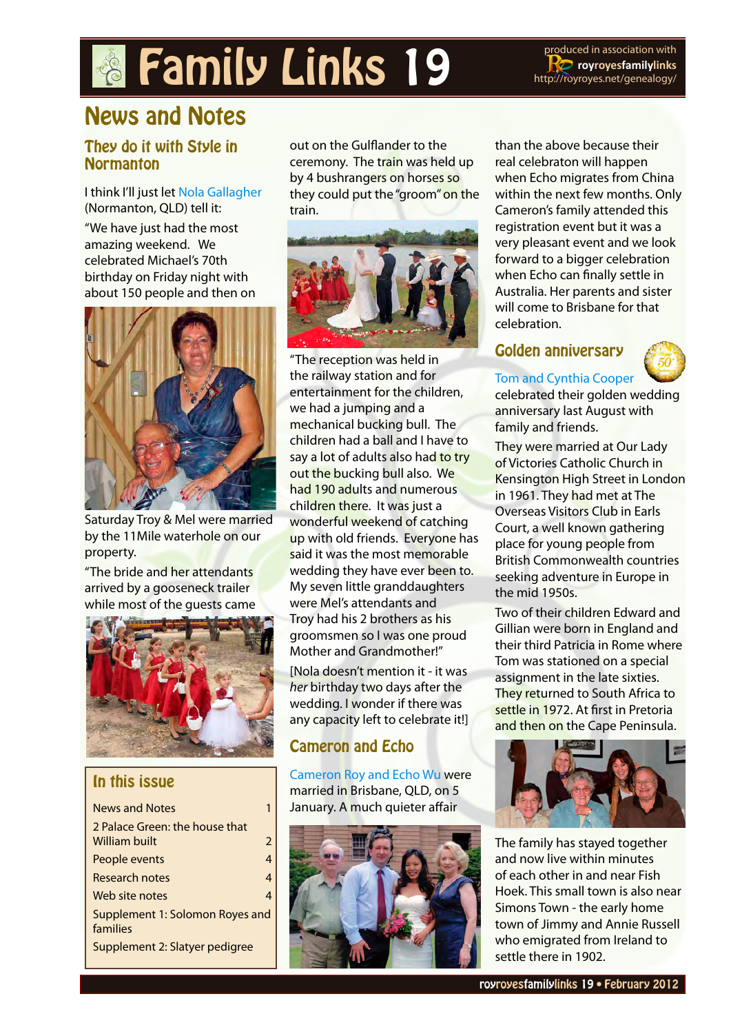# Family Links 19

produced in association with royroyesfamilylinks http://royroyes.net/genealogy/

## News and Notes

### They do it with Style in Normanton

I think I'll just let Nola Gallagher (Normanton, QLD) tell it:

"We have just had the most amazing weekend. We celebrated Michael's 70th birthday on Friday night with about 150 people and then on Saturday Troy & Mel were married by the 11Mile waterhole on our property.

"The bride and her attendants arrived by a gooseneck trailer while most of the guests came out on the Gulflander to the ceremony. The train was held up by 4 bushrangers on horses so they could put the "groom" on the train.

"The reception was held in the railway station and for entertainment for the children, we had a jumping and a mechanical bucking bull. The children had a ball and I have to say a lot of adults also had to try out the bucking bull also. We had 190 adults and numerous children there. It was just a wonderful weekend of catching up with old friends. Everyone has said it was the most memorable wedding they have ever been to. My seven little granddaughters were Mel's attendants and Troy had his 2 brothers as his groomsmen so I was one proud Mother and Grandmother!"

[Nola doesn't mention it - it was *her* birthday two days after the wedding. I wonder if there was any capacity left to celebrate it!]

### Cameron and Echo

Cameron Roy and Echo Wu were married in Brisbane, QLD, on 5 January. A much quieter affair than the above because their real celebraton will happen when Echo migrates from China within the next few months. Only Cameron's family attended this registration event but it was a very pleasant event and we look forward to a bigger celebration when Echo can finally settle in Australia. Her parents and sister will come to Brisbane for that celebration.

### Golden anniversary

Tom and Cynthia Cooper celebrated their golden wedding anniversary last August with family and friends.

They were married at Our Lady of Victories Catholic Church in Kensington High Street in London in 1961. They had met at The Overseas Visitors Club in Earls Court, a well known gathering place for young people from British Commonwealth countries seeking adventure in Europe in the mid 1950s.

Two of their children Edward and Gillian were born in England and their third Patricia in Rome where Tom was stationed on a special assignment in the late sixties. They returned to South Africa to settle in 1972. At first in Pretoria and then on the Cape Peninsula.

The family has stayed together and now live within minutes of each other in and near Fish Hoek. This small town is also near Simons Town - the early home town of Jimmy and Annie Russell who emigrated from Ireland to settle there in 1902.

### In this issue

| | |
|---|---|
| News and Notes | 1 |
| 2 Palace Green: the house that William built | 2 |
| People events | 4 |
| Research notes | 4 |
| Web site notes | 4 |
| Supplement 1: Solomon Royes and families | |
| Supplement 2: Slatyer pedigree | |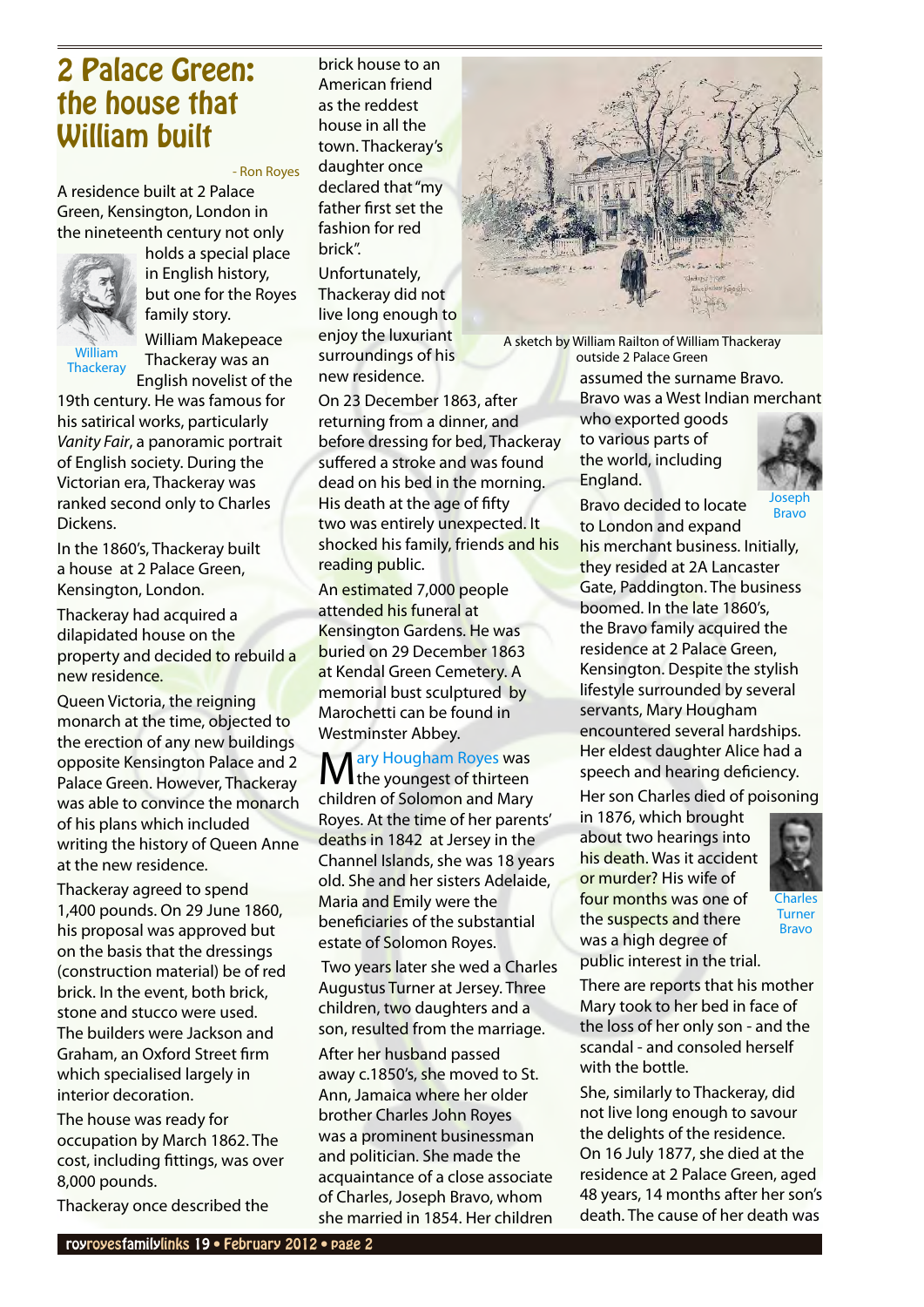# 2 Palace Green: the house that William built

- Ron Royes

A residence built at 2 Palace Green, Kensington, London in the nineteenth century not only holds a special place in English history, but one for the Royes family story.

William Thackeray

William Makepeace Thackeray was an English novelist of the 19th century. He was famous for his satirical works, particularly *Vanity Fair*, a panoramic portrait of English society. During the Victorian era, Thackeray was ranked second only to Charles Dickens.

In the 1860's, Thackeray built a house at 2 Palace Green, Kensington, London.

Thackeray had acquired a dilapidated house on the property and decided to rebuild a new residence.

Queen Victoria, the reigning monarch at the time, objected to the erection of any new buildings opposite Kensington Palace and 2 Palace Green. However, Thackeray was able to convince the monarch of his plans which included writing the history of Queen Anne at the new residence.

Thackeray agreed to spend 1,400 pounds. On 29 June 1860, his proposal was approved but on the basis that the dressings (construction material) be of red brick. In the event, both brick, stone and stucco were used. The builders were Jackson and Graham, an Oxford Street firm which specialised largely in interior decoration.

The house was ready for occupation by March 1862. The cost, including fittings, was over 8,000 pounds.

Thackeray once described the brick house to an American friend as the reddest house in all the town. Thackeray's daughter once declared that "my father first set the fashion for red brick".

Unfortunately, Thackeray did not live long enough to enjoy the luxuriant surroundings of his new residence.

A sketch by William Railton of William Thackeray outside 2 Palace Green

On 23 December 1863, after returning from a dinner, and before dressing for bed, Thackeray suffered a stroke and was found dead on his bed in the morning. His death at the age of fifty two was entirely unexpected. It shocked his family, friends and his reading public.

An estimated 7,000 people attended his funeral at Kensington Gardens. He was buried on 29 December 1863 at Kendal Green Cemetery. A memorial bust sculptured by Marochetti can be found in Westminster Abbey.

Mary Hougham Royes was the youngest of thirteen children of Solomon and Mary Royes. At the time of her parents' deaths in 1842 at Jersey in the Channel Islands, she was 18 years old. She and her sisters Adelaide, Maria and Emily were the beneficiaries of the substantial estate of Solomon Royes.

Two years later she wed a Charles Augustus Turner at Jersey. Three children, two daughters and a son, resulted from the marriage.

After her husband passed away c.1850's, she moved to St. Ann, Jamaica where her older brother Charles John Royes was a prominent businessman and politician. She made the acquaintance of a close associate of Charles, Joseph Bravo, whom she married in 1854. Her children assumed the surname Bravo.

Bravo was a West Indian merchant who exported goods to various parts of the world, including England.

Joseph Bravo

Bravo decided to locate to London and expand his merchant business. Initially, they resided at 2A Lancaster Gate, Paddington. The business boomed. In the late 1860's, the Bravo family acquired the residence at 2 Palace Green, Kensington. Despite the stylish lifestyle surrounded by several servants, Mary Hougham encountered several hardships. Her eldest daughter Alice had a speech and hearing deficiency.

Her son Charles died of poisoning in 1876, which brought about two hearings into his death. Was it accident or murder? His wife of four months was one of the suspects and there was a high degree of public interest in the trial.

Charles Turner Bravo

There are reports that his mother Mary took to her bed in face of the loss of her only son - and the scandal - and consoled herself with the bottle.

She, similarly to Thackeray, did not live long enough to savour the delights of the residence. On 16 July 1877, she died at the residence at 2 Palace Green, aged 48 years, 14 months after her son's death. The cause of her death was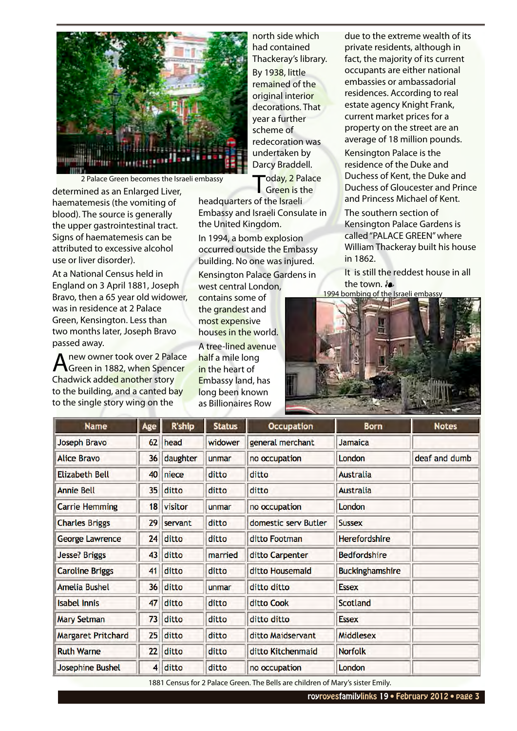2 Palace Green becomes the Israeli embassy

determined as an Enlarged Liver, haematemesis (the vomiting of blood). The source is generally the upper gastrointestinal tract. Signs of haematemesis can be attributed to excessive alcohol use or liver disorder).

At a National Census held in England on 3 April 1881, Joseph Bravo, then a 65 year old widower, was in residence at 2 Palace Green, Kensington. Less than two months later, Joseph Bravo passed away.

A new owner took over 2 Palace Green in 1882, when Spencer Chadwick added another story to the building, and a canted bay to the single story wing on the north side which had contained Thackeray's library.

By 1938, little remained of the original interior decorations. That year a further scheme of redecoration was undertaken by Darcy Braddell.

Today, 2 Palace Green is the headquarters of the Israeli Embassy and Israeli Consulate in the United Kingdom.

In 1994, a bomb explosion occurred outside the Embassy building. No one was injured.

Kensington Palace Gardens in west central London, contains some of the grandest and most expensive houses in the world.

A tree-lined avenue half a mile long in the heart of Embassy land, has long been known as Billionaires Row due to the extreme wealth of its private residents, although in fact, the majority of its current occupants are either national embassies or ambassadorial residences. According to real estate agency Knight Frank, current market prices for a property on the street are an average of 18 million pounds.

Kensington Palace is the residence of the Duke and Duchess of Kent, the Duke and Duchess of Gloucester and Prince and Princess Michael of Kent.

The southern section of Kensington Palace Gardens is called "PALACE GREEN" where William Thackeray built his house in 1862.

It is still the reddest house in all the town. ❧

1994 bombing of the Israeli embassy

| Name | Age | R'ship | Status | Occupation | Born | Notes |
|---|---|---|---|---|---|---|
| Joseph Bravo | 62 | head | widower | general merchant | Jamaica | |
| Alice Bravo | 36 | daughter | unmar | no occupation | London | deaf and dumb |
| Elizabeth Bell | 40 | niece | ditto | ditto | Australia | |
| Annie Bell | 35 | ditto | ditto | ditto | Australia | |
| Carrie Hemming | 18 | visitor | unmar | no occupation | London | |
| Charles Briggs | 29 | servant | ditto | domestic serv Butler | Sussex | |
| George Lawrence | 24 | ditto | ditto | ditto Footman | Herefordshire | |
| Jesse? Briggs | 43 | ditto | married | ditto Carpenter | Bedfordshire | |
| Caroline Briggs | 41 | ditto | ditto | ditto Housemaid | Buckinghamshire | |
| Amelia Bushel | 36 | ditto | unmar | ditto ditto | Essex | |
| Isabel Innis | 47 | ditto | ditto | ditto Cook | Scotland | |
| Mary Setman | 73 | ditto | ditto | ditto ditto | Essex | |
| Margaret Pritchard | 25 | ditto | ditto | ditto Maidservant | Middlesex | |
| Ruth Warne | 22 | ditto | ditto | ditto Kitchenmaid | Norfolk | |
| Josephine Bushel | 4 | ditto | ditto | no occupation | London | |

1881 Census for 2 Palace Green. The Bells are children of Mary's sister Emily.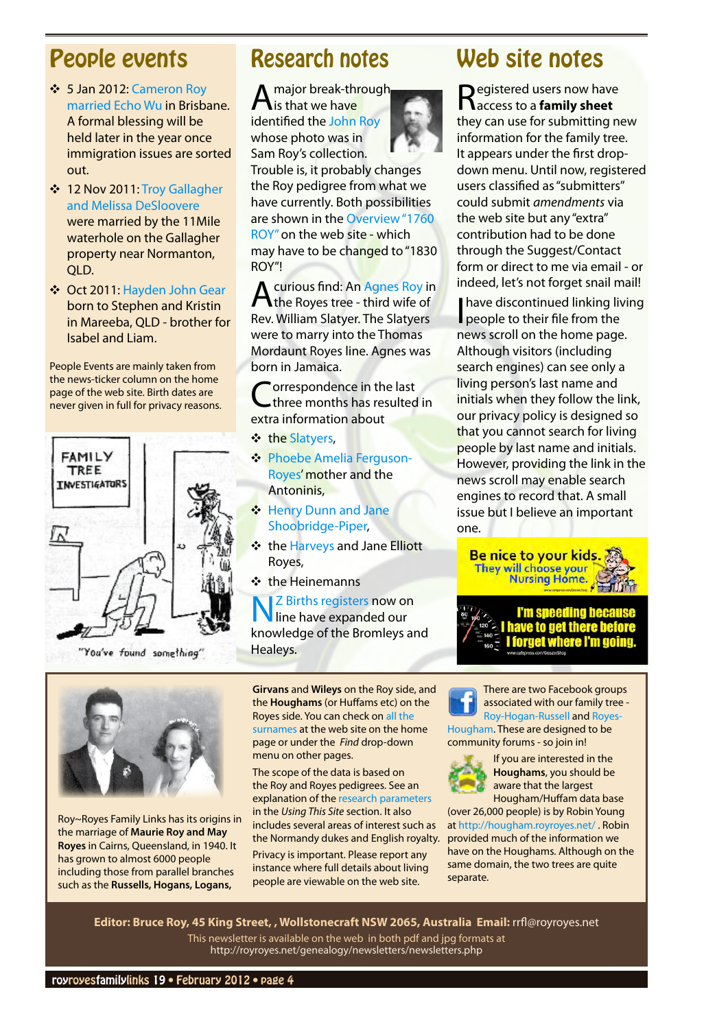# People events

- 5 Jan 2012: Cameron Roy married Echo Wu in Brisbane. A formal blessing will be held later in the year once immigration issues are sorted out.
- 12 Nov 2011: Troy Gallagher and Melissa DeSloovere were married by the 11Mile waterhole on the Gallagher property near Normanton, QLD.
- Oct 2011: Hayden John Gear born to Stephen and Kristin in Mareeba, QLD - brother for Isabel and Liam.

People Events are mainly taken from the news-ticker column on the home page of the web site. Birth dates are never given in full for privacy reasons.

FAMILY TREE INVESTIGATORS

"You've found something"

# Research notes

A major break-through is that we have identified the John Roy whose photo was in Sam Roy's collection. Trouble is, it probably changes the Roy pedigree from what we have currently. Both possibilities are shown in the Overview "1760 ROY" on the web site - which may have to be changed to "1830 ROY"!

A curious find: An Agnes Roy in the Royes tree - third wife of Rev. William Slayter. The Slayters were to marry into the Thomas Mordaunt Royes line. Agnes was born in Jamaica.

Correspondence in the last three months has resulted in extra information about

- the Slayters,
- Phoebe Amelia Ferguson-Royes' mother and the Antoninis,
- Henry Dunn and Jane Shoobridge-Piper,
- the Harveys and Jane Elliott Royes,
- the Heinemanns

NZ Births registers now on line have expanded our knowledge of the Bromleys and Healeys.

# Web site notes

Registered users now have access to a **family sheet** they can use for submitting new information for the family tree. It appears under the first drop-down menu. Until now, registered users classified as "submitters" could submit *amendments* via the web site but any "extra" contribution had to be done through the Suggest/Contact form or direct to me via email - or indeed, let's not forget snail mail!

I have discontinued linking living people to their file from the news scroll on the home page. Although visitors (including search engines) can see only a living person's last name and initials when they follow the link, our privacy policy is designed so that you cannot search for living people by last name and initials. However, providing the link in the news scroll may enable search engines to record that. A small issue but I believe an important one.

**Be nice to your kids.** They will choose your Nursing Home.

**I'm speeding because I have to get there before I forget where I'm going.**

---

Roy~Royes Family Links has its origins in the marriage of **Maurie Roy and May Royes** in Cairns, Queensland, in 1940. It has grown to almost 6000 people including those from parallel branches such as the **Russells, Hogans, Logans, Girvans** and **Wileys** on the Roy side, and the **Houghams** (or Huffams etc) on the Royes side. You can check on all the surnames at the web site on the home page or under the *Find* drop-down menu on other pages.

The scope of the data is based on the Roy and Royes pedigrees. See an explanation of the research parameters in the *Using This Site* section. It also includes several areas of interest such as the Normandy dukes and English royalty.

Privacy is important. Please report any instance where full details about living people are viewable on the web site.

There are two Facebook groups associated with our family tree - Roy-Hogan-Russell and Royes-Hougham. These are designed to be community forums - so join in!

If you are interested in the **Houghams**, you should be aware that the largest Hougham/Huffam data base (over 26,000 people) is by Robin Young at http://hougham.royroyes.net/ . Robin provided much of the information we have on the Houghams. Although on the same domain, the two trees are quite separate.

**Editor: Bruce Roy, 45 King Street, , Wollstonecraft NSW 2065, Australia Email:** rrfl@royroyes.net

This newsletter is available on the web in both pdf and jpg formats at http://royroyes.net/genealogy/newsletters/newsletters.php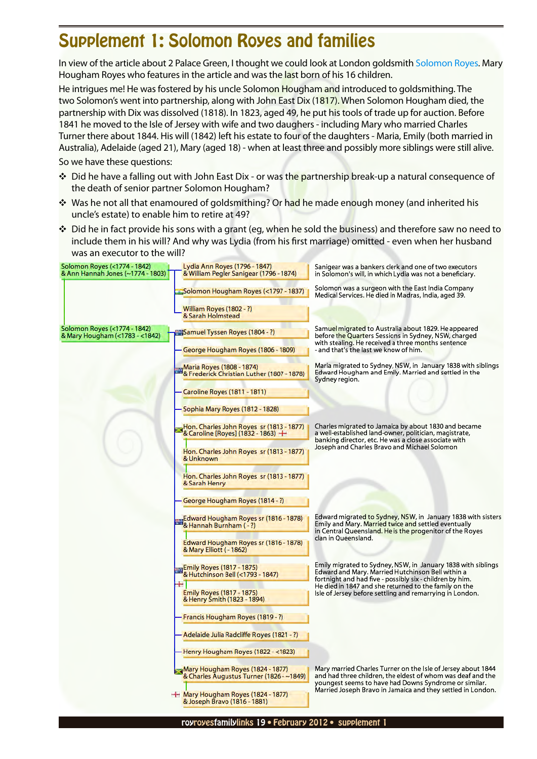# Supplement 1: Solomon Royes and families

In view of the article about 2 Palace Green, I thought we could look at London goldsmith Solomon Royes. Mary Hougham Royes who features in the article and was the last born of his 16 children.

He intrigues me! He was fostered by his uncle Solomon Hougham and introduced to goldsmithing. The two Solomon's went into partnership, along with John East Dix (1817). When Solomon Hougham died, the partnership with Dix was dissolved (1818). In 1823, aged 49, he put his tools of trade up for auction. Before 1841 he moved to the Isle of Jersey with wife and two daughers - including Mary who married Charles Turner there about 1844. His will (1842) left his estate to four of the daughters - Maria, Emily (both married in Australia), Adelaide (aged 21), Mary (aged 18) - when at least three and possibly more siblings were still alive.

So we have these questions:

- Did he have a falling out with John East Dix - or was the partnership break-up a natural consequence of the death of senior partner Solomon Hougham?
- Was he not all that enamoured of goldsmithing? Or had he made enough money (and inherited his uncle's estate) to enable him to retire at 49?
- Did he in fact provide his sons with a grant (eg, when he sold the business) and therefore saw no need to include them in his will? And why was Lydia (from his first marriage) omitted - even when her husband was an executor to the will?

| Parents | Child | Notes |
|---|---|---|
| Solomon Royes (<1774 - 1842) & Ann Hannah Jones (~1774 - 1803) | Lydia Ann Royes (1796 - 1847) & William Pegler Sanigear (1796 - 1874) | Sanigear was a bankers clerk and one of two executors in Solomon's will, in which Lydia was not a beneficiary. |
| | Solomon Hougham Royes (<1797 - 1837) | Solomon was a surgeon with the East India Company Medical Services. He died in Madras, India, aged 39. |
| | William Royes (1802 - ?) & Sarah Holmstead | |
| Solomon Royes (<1774 - 1842) & Mary Hougham (<1783 - <1842) | Samuel Tyssen Royes (1804 - ?) | Samuel migrated to Australia about 1829. He appeared before the Quarters Sessions in Sydney, NSW, charged with stealing. He received a three months sentence - and that's the last we know of him. |
| | George Hougham Royes (1806 - 1809) | |
| | Maria Royes (1808 - 1874) & Frederick Christian Luther (1807 - 1878) | Maria migrated to Sydney, NSW, in January 1838 with siblings Edward Hougham and Emily. Married and settled in the Sydney region. |
| | Caroline Royes (1811 - 1811) | |
| | Sophia Mary Royes (1812 - 1828) | |
| | Hon. Charles John Royes sr (1813 - 1877) & Caroline [Royes] (1832 - 1863) | Charles migrated to Jamaica by about 1830 and became a well-established land-owner, politician, magistrate, banking director, etc. He was a close associate with Joseph and Charles Bravo and Michael Solomon |
| | Hon. Charles John Royes sr (1813 - 1877) & Unknown | |
| | Hon. Charles John Royes sr (1813 - 1877) & Sarah Henry | |
| | George Hougham Royes (1814 - ?) | |
| | Edward Hougham Royes sr (1816 - 1878) & Hannah Burnham ( - ?) | Edward migrated to Sydney, NSW, in January 1838 with sisters Emily and Mary. Married twice and settled eventually in Central Queensland. He is the progenitor of the Royes clan in Queensland. |
| | Edward Hougham Royes sr (1816 - 1878) & Mary Elliott ( - 1862) | |
| | Emily Royes (1817 - 1875) & Hutchinson Bell (<1793 - 1847) | Emily migrated to Sydney, NSW, in January 1838 with siblings Edward and Mary. Married Hutchinson Bell within a fortnight and had five - possibly six - children by him. He died in 1847 and she returned to the family on the Isle of Jersey before settling and remarrying in London. |
| | Emily Royes (1817 - 1875) & Henry Smith (1823 - 1894) | |
| | Francis Hougham Royes (1819 - ?) | |
| | Adelaide Julia Radcliffe Royes (1821 - ?) | |
| | Henry Hougham Royes (1822 - <1823) | |
| | Mary Hougham Royes (1824 - 1877) & Charles Augustus Turner (1826 - ~1849) | Mary married Charles Turner on the Isle of Jersey about 1844 and had three children, the eldest of whom was deaf and the youngest seems to have had Downs Syndrome or similar. Married Joseph Bravo in Jamaica and they settled in London. |
| | Mary Hougham Royes (1824 - 1877) & Joseph Bravo (1816 - 1881) | |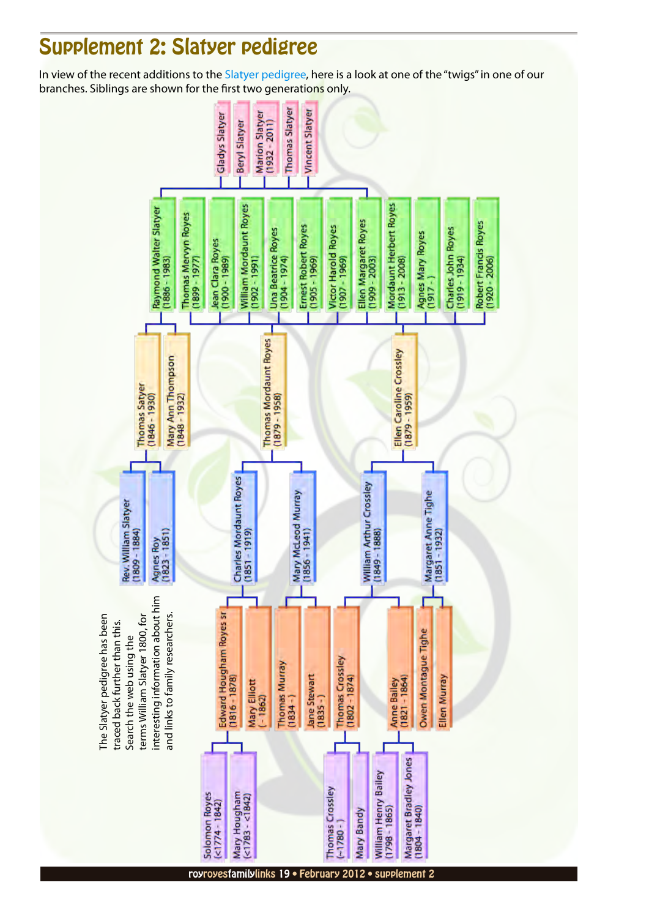# Supplement 2: Slatyer pedigree

In view of the recent additions to the Slatyer pedigree, here is a look at one of the "twigs" in one of our branches. Siblings are shown for the first two generations only.

Gladys Slatyer
Beryl Slatyer
Marion Slatyer (1932 - 2011)
Thomas Slatyer
Vincent Slatyer

Raymond Walter Slatyer (1886 - 1983)
Thomas Mervyn Royes (1899 - 1977)
Jean Clara Royes (1900 - 1989)
William Mordaunt Royes (1902 - 1991)
Una Beatrice Royes (1904 - 1974)
Ernest Robert Royes (1905 - 1969)
Victor Harold Royes (1907 - 1969)
Ellen Margaret Royes (1909 - 2003)
Mordaunt Herbert Royes (1913 - 2008)
Agnes Mary Royes (1917 - )
Charles John Royes (1919 - 1934)
Robert Francis Royes (1920 - 2006)

Thomas Satyer (1846 - 1930)
Mary Ann Thompson (1848 - 1932)
Thomas Mordaunt Royes (1879 - 1958)
Ellen Caroline Crossley (1879 - 1959)

Rev. William Slatyer (1809 - 1884)
Agnes Roy (1823 - 1851)
Charles Mordaunt Royes (1851 - 1919)
Mary McLeod Murray (1856 - 1941)
William Arthur Crossley (1849 - 1888)
Margaret Anne Tighe (1851 - 1932)

Edward Hougham Royes sr (1816 - 1878)
Mary Elliott ( - 1862)
Thomas Murray (1834 - )
Jane Stewart (1835 - )
Thomas Crossley (1802 - 1874)
Anne Bailey (1821 - 1864)
Owen Montague Tighe
Ellen Murray

Solomon Royes (<1774 - 1842)
Mary Hougham (<1783 - <1842)
Thomas Crossley (~1780 - )
Mary Bandy
William Henry Bailey (1798 - 1865)
Margaret Bradley Jones (1804 - 1840)

The Slatyer pedigree has been traced back further than this. Search the web using the terms William Slatyer 1800, for interesting information about him and links to family researchers.